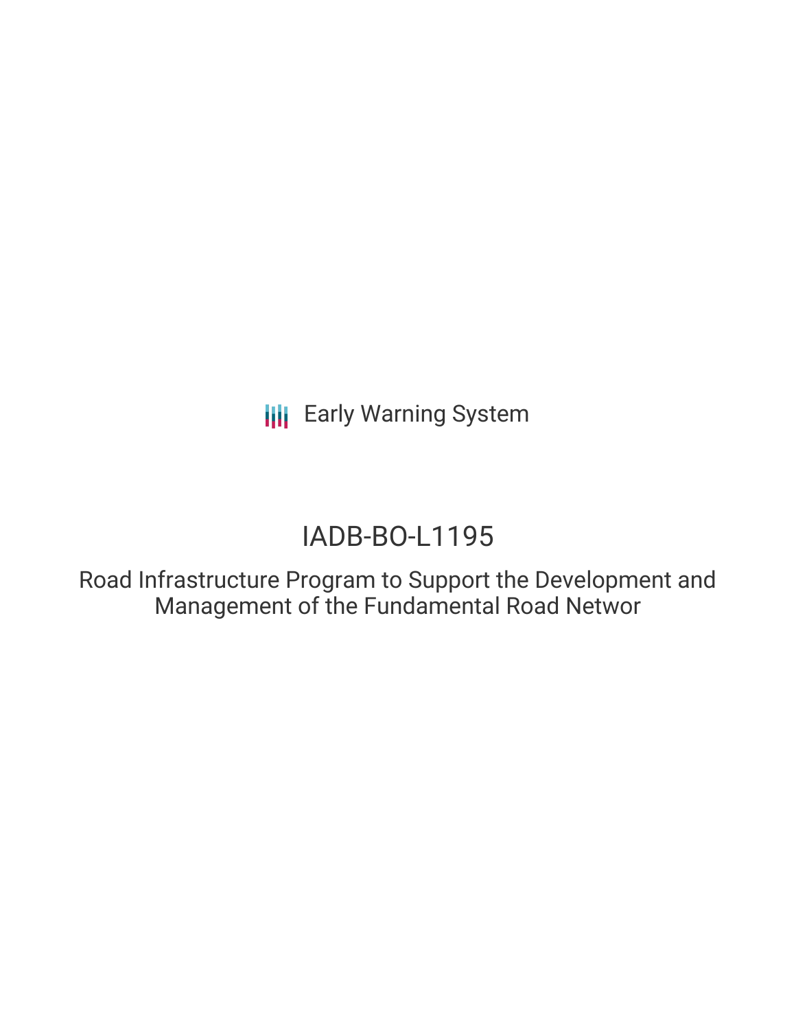Early Warning System

# IADB-BO-L1195

## Road Infrastructure Program to Support the Development and Management of the Fundamental Road Networ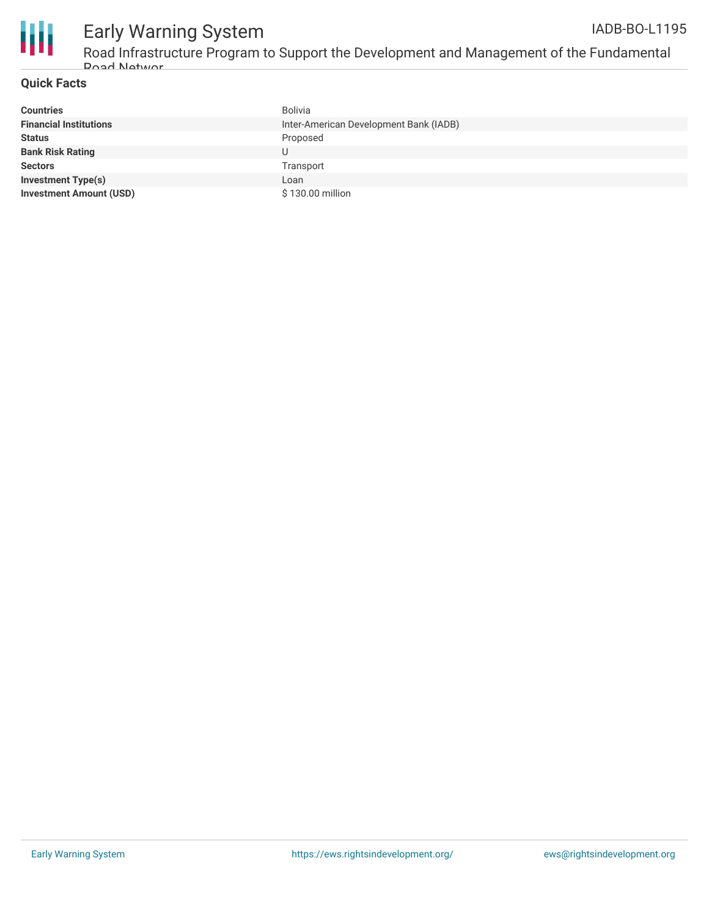## Quick Facts

| | |
|---|---|
| **Countries** | Bolivia |
| **Financial Institutions** | Inter-American Development Bank (IADB) |
| **Status** | Proposed |
| **Bank Risk Rating** | U |
| **Sectors** | Transport |
| **Investment Type(s)** | Loan |
| **Investment Amount (USD)** | $ 130.00 million |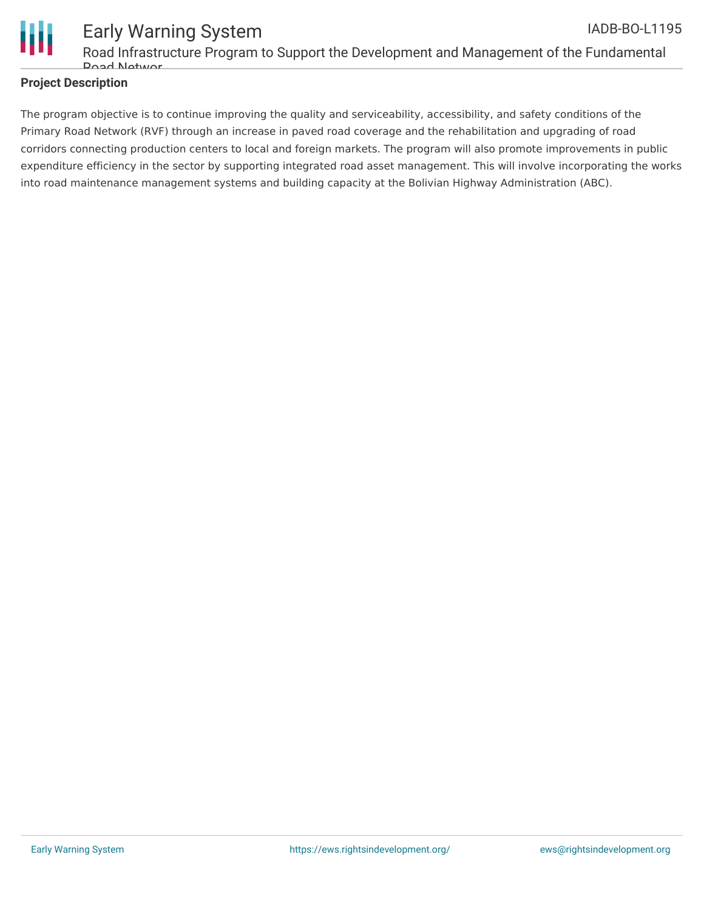**Project Description**

The program objective is to continue improving the quality and serviceability, accessibility, and safety conditions of the Primary Road Network (RVF) through an increase in paved road coverage and the rehabilitation and upgrading of road corridors connecting production centers to local and foreign markets. The program will also promote improvements in public expenditure efficiency in the sector by supporting integrated road asset management. This will involve incorporating the works into road maintenance management systems and building capacity at the Bolivian Highway Administration (ABC).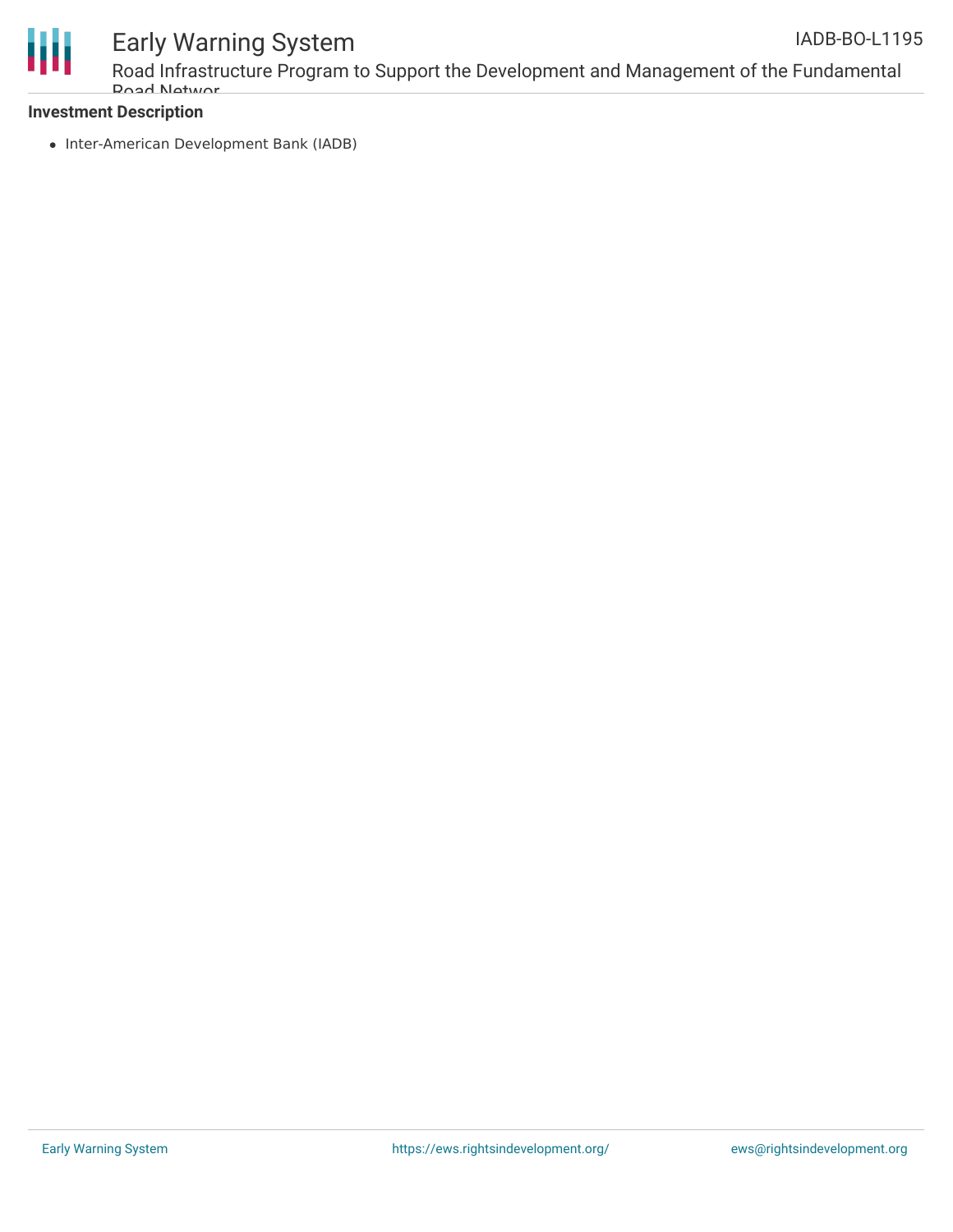**Investment Description**

- Inter-American Development Bank (IADB)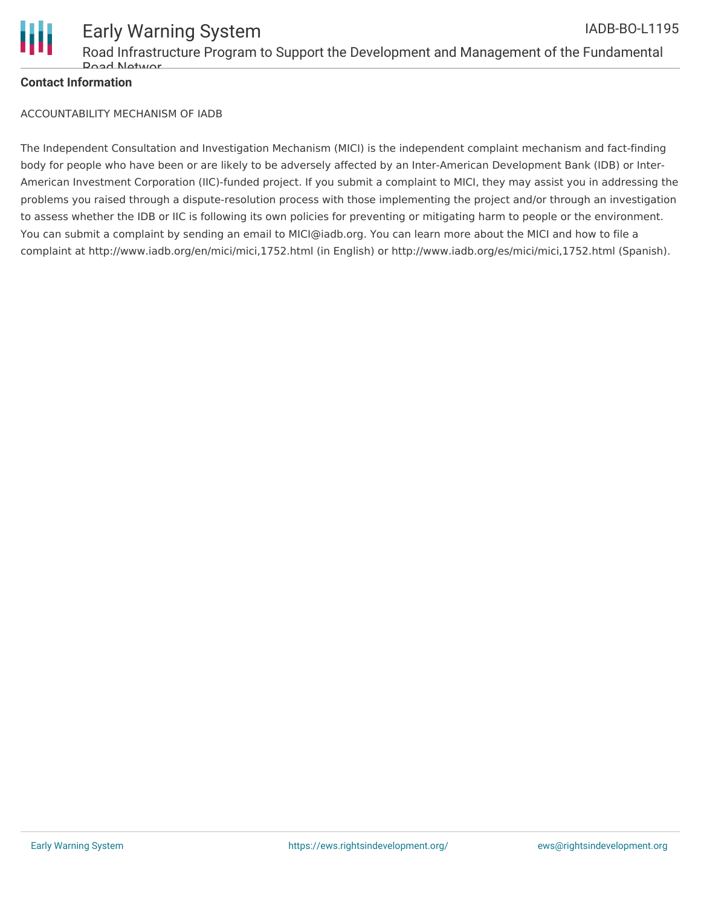**Contact Information**

ACCOUNTABILITY MECHANISM OF IADB

The Independent Consultation and Investigation Mechanism (MICI) is the independent complaint mechanism and fact-finding body for people who have been or are likely to be adversely affected by an Inter-American Development Bank (IDB) or Inter-American Investment Corporation (IIC)-funded project. If you submit a complaint to MICI, they may assist you in addressing the problems you raised through a dispute-resolution process with those implementing the project and/or through an investigation to assess whether the IDB or IIC is following its own policies for preventing or mitigating harm to people or the environment. You can submit a complaint by sending an email to MICI@iadb.org. You can learn more about the MICI and how to file a complaint at http://www.iadb.org/en/mici/mici,1752.html (in English) or http://www.iadb.org/es/mici/mici,1752.html (Spanish).